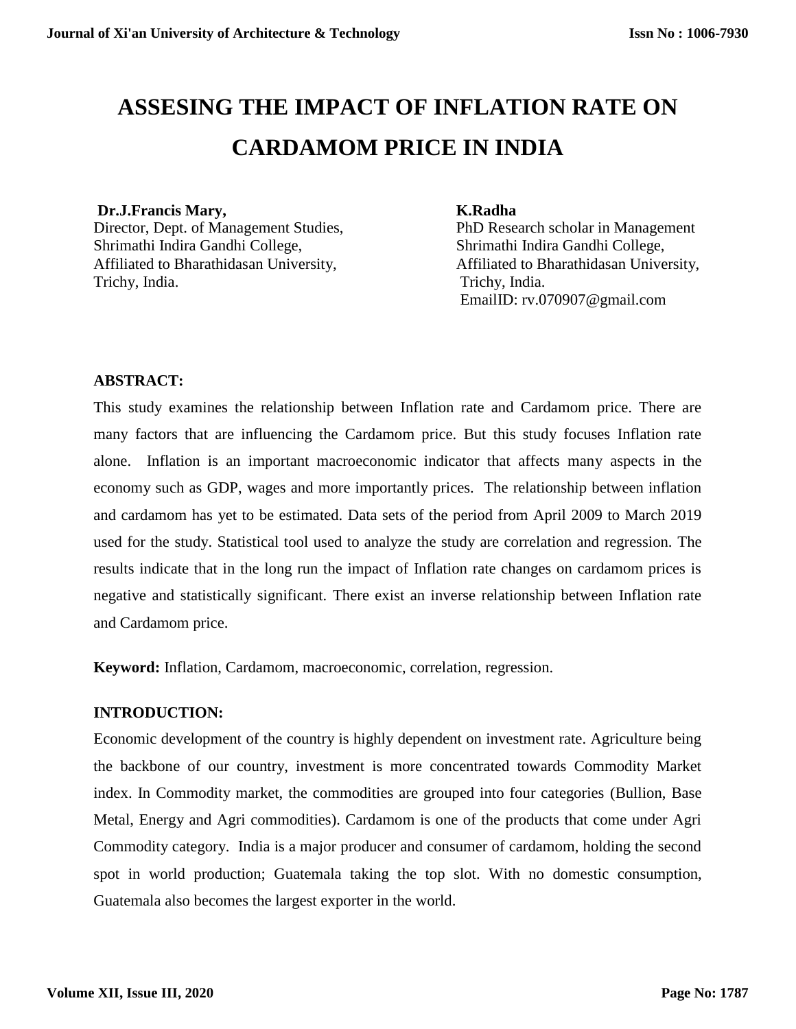# ASSESING THE IMPACT OF INFLATION RATE ON CARDAMOM PRICE IN INDIA

**Dr.J.Francis Mary,**
Director, Dept. of Management Studies,
Shrimathi Indira Gandhi College,
Affiliated to Bharathidasan University,
Trichy, India.

**K.Radha**
PhD Research scholar in Management
Shrimathi Indira Gandhi College,
Affiliated to Bharathidasan University,
Trichy, India.
EmailID: rv.070907@gmail.com

## ABSTRACT:

This study examines the relationship between Inflation rate and Cardamom price. There are many factors that are influencing the Cardamom price. But this study focuses Inflation rate alone. Inflation is an important macroeconomic indicator that affects many aspects in the economy such as GDP, wages and more importantly prices. The relationship between inflation and cardamom has yet to be estimated. Data sets of the period from April 2009 to March 2019 used for the study. Statistical tool used to analyze the study are correlation and regression. The results indicate that in the long run the impact of Inflation rate changes on cardamom prices is negative and statistically significant. There exist an inverse relationship between Inflation rate and Cardamom price.

**Keyword:** Inflation, Cardamom, macroeconomic, correlation, regression.

## INTRODUCTION:

Economic development of the country is highly dependent on investment rate. Agriculture being the backbone of our country, investment is more concentrated towards Commodity Market index. In Commodity market, the commodities are grouped into four categories (Bullion, Base Metal, Energy and Agri commodities). Cardamom is one of the products that come under Agri Commodity category. India is a major producer and consumer of cardamom, holding the second spot in world production; Guatemala taking the top slot. With no domestic consumption, Guatemala also becomes the largest exporter in the world.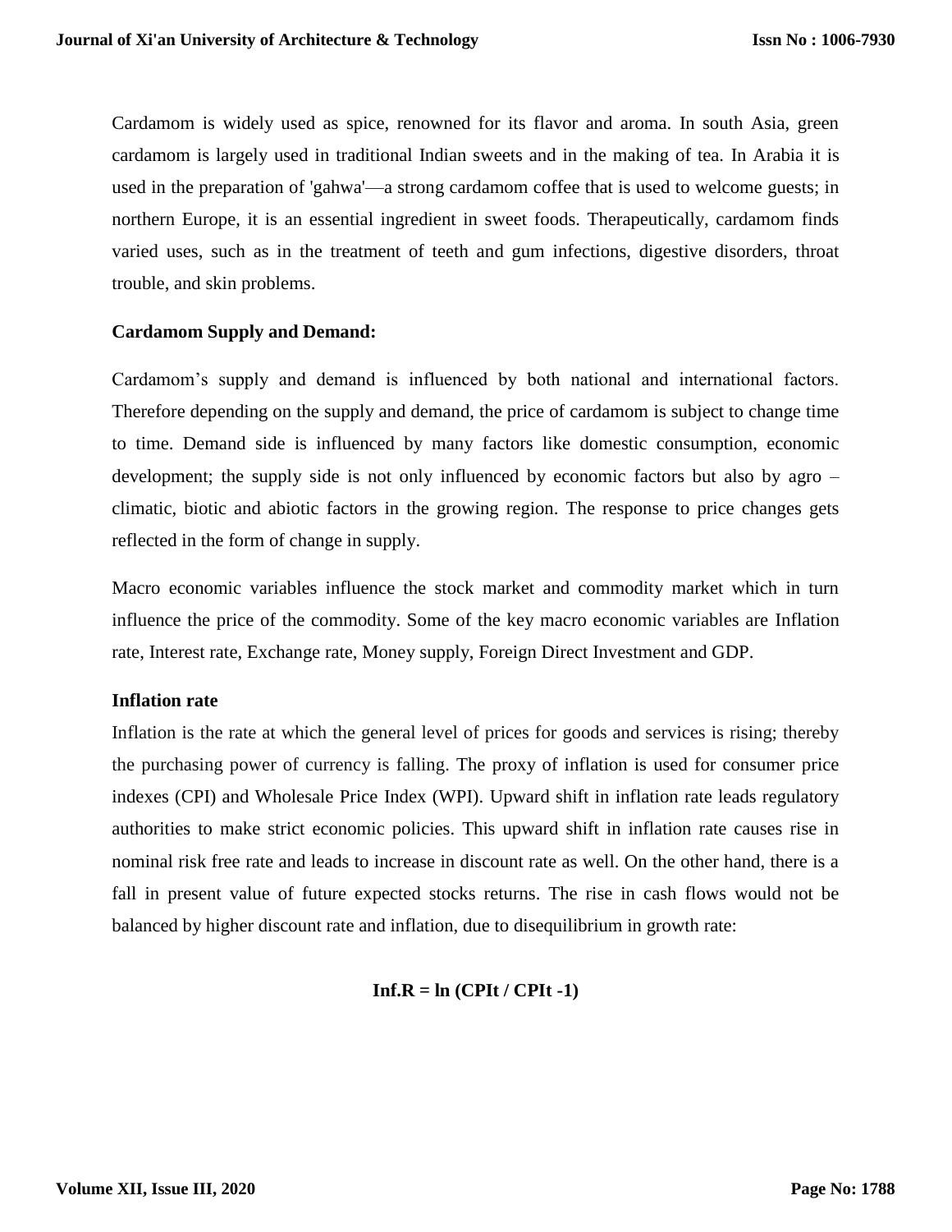Cardamom is widely used as spice, renowned for its flavor and aroma. In south Asia, green cardamom is largely used in traditional Indian sweets and in the making of tea. In Arabia it is used in the preparation of 'gahwa'—a strong cardamom coffee that is used to welcome guests; in northern Europe, it is an essential ingredient in sweet foods. Therapeutically, cardamom finds varied uses, such as in the treatment of teeth and gum infections, digestive disorders, throat trouble, and skin problems.

### Cardamom Supply and Demand:

Cardamom's supply and demand is influenced by both national and international factors. Therefore depending on the supply and demand, the price of cardamom is subject to change time to time. Demand side is influenced by many factors like domestic consumption, economic development; the supply side is not only influenced by economic factors but also by agro – climatic, biotic and abiotic factors in the growing region. The response to price changes gets reflected in the form of change in supply.

Macro economic variables influence the stock market and commodity market which in turn influence the price of the commodity. Some of the key macro economic variables are Inflation rate, Interest rate, Exchange rate, Money supply, Foreign Direct Investment and GDP.

### Inflation rate

Inflation is the rate at which the general level of prices for goods and services is rising; thereby the purchasing power of currency is falling. The proxy of inflation is used for consumer price indexes (CPI) and Wholesale Price Index (WPI). Upward shift in inflation rate leads regulatory authorities to make strict economic policies. This upward shift in inflation rate causes rise in nominal risk free rate and leads to increase in discount rate as well. On the other hand, there is a fall in present value of future expected stocks returns. The rise in cash flows would not be balanced by higher discount rate and inflation, due to disequilibrium in growth rate:

$$\mathbf{Inf.R = \ln (CPI_t / CPI_{t-1})}$$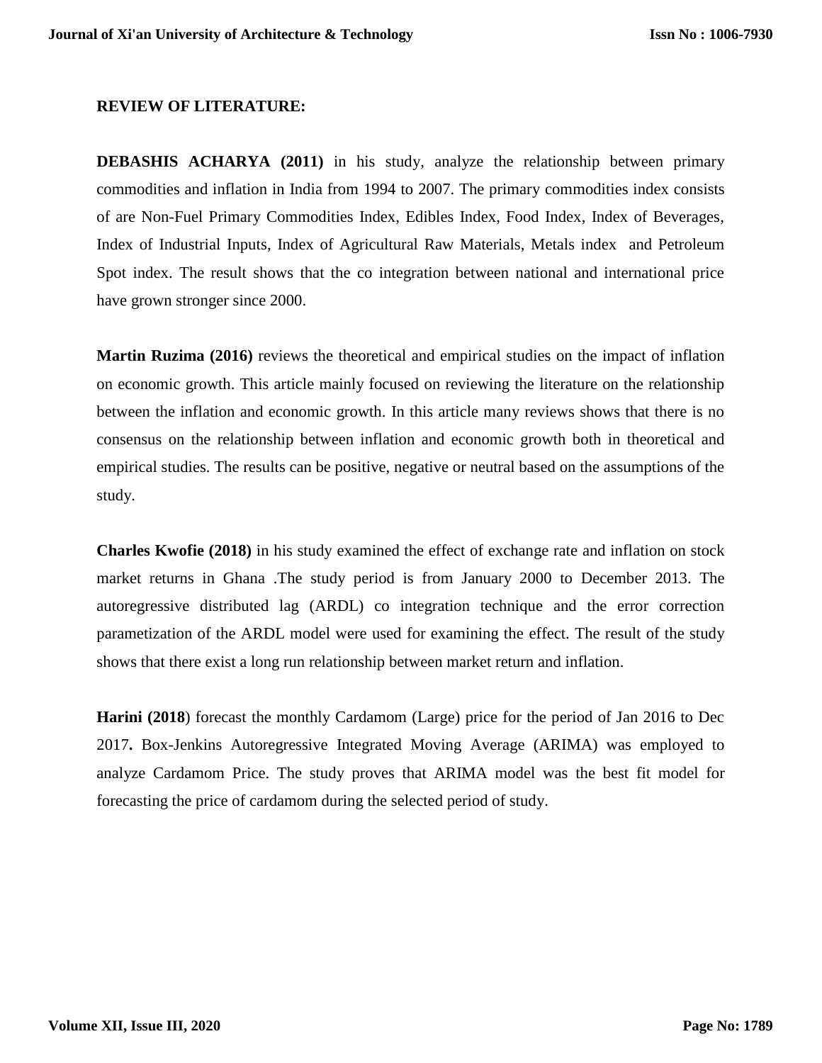## REVIEW OF LITERATURE:

**DEBASHIS ACHARYA (2011)** in his study, analyze the relationship between primary commodities and inflation in India from 1994 to 2007. The primary commodities index consists of are Non-Fuel Primary Commodities Index, Edibles Index, Food Index, Index of Beverages, Index of Industrial Inputs, Index of Agricultural Raw Materials, Metals index and Petroleum Spot index. The result shows that the co integration between national and international price have grown stronger since 2000.

**Martin Ruzima (2016)** reviews the theoretical and empirical studies on the impact of inflation on economic growth. This article mainly focused on reviewing the literature on the relationship between the inflation and economic growth. In this article many reviews shows that there is no consensus on the relationship between inflation and economic growth both in theoretical and empirical studies. The results can be positive, negative or neutral based on the assumptions of the study.

**Charles Kwofie (2018)** in his study examined the effect of exchange rate and inflation on stock market returns in Ghana .The study period is from January 2000 to December 2013. The autoregressive distributed lag (ARDL) co integration technique and the error correction parametization of the ARDL model were used for examining the effect. The result of the study shows that there exist a long run relationship between market return and inflation.

**Harini (2018**) forecast the monthly Cardamom (Large) price for the period of Jan 2016 to Dec 2017**.** Box-Jenkins Autoregressive Integrated Moving Average (ARIMA) was employed to analyze Cardamom Price. The study proves that ARIMA model was the best fit model for forecasting the price of cardamom during the selected period of study.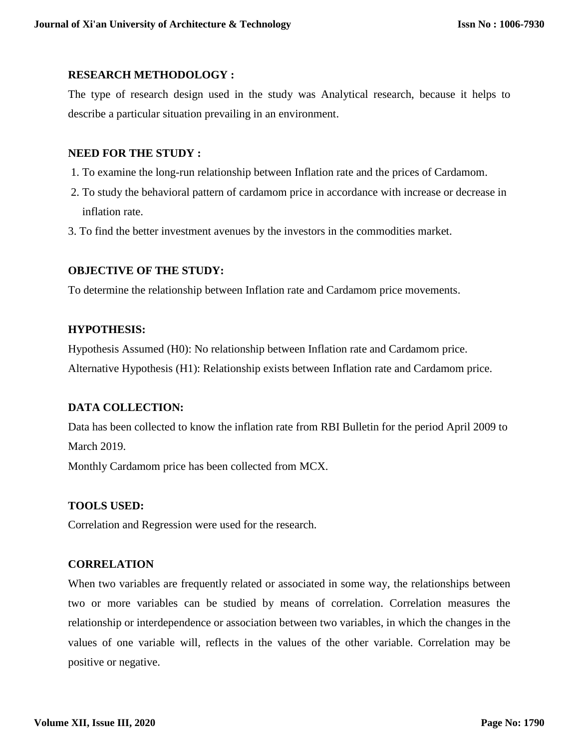## RESEARCH METHODOLOGY :

The type of research design used in the study was Analytical research, because it helps to describe a particular situation prevailing in an environment.

## NEED FOR THE STUDY :

1. To examine the long-run relationship between Inflation rate and the prices of Cardamom.
2. To study the behavioral pattern of cardamom price in accordance with increase or decrease in inflation rate.
3. To find the better investment avenues by the investors in the commodities market.

## OBJECTIVE OF THE STUDY:

To determine the relationship between Inflation rate and Cardamom price movements.

## HYPOTHESIS:

Hypothesis Assumed (H0): No relationship between Inflation rate and Cardamom price.
Alternative Hypothesis (H1): Relationship exists between Inflation rate and Cardamom price.

## DATA COLLECTION:

Data has been collected to know the inflation rate from RBI Bulletin for the period April 2009 to March 2019.
Monthly Cardamom price has been collected from MCX.

## TOOLS USED:

Correlation and Regression were used for the research.

## CORRELATION

When two variables are frequently related or associated in some way, the relationships between two or more variables can be studied by means of correlation. Correlation measures the relationship or interdependence or association between two variables, in which the changes in the values of one variable will, reflects in the values of the other variable. Correlation may be positive or negative.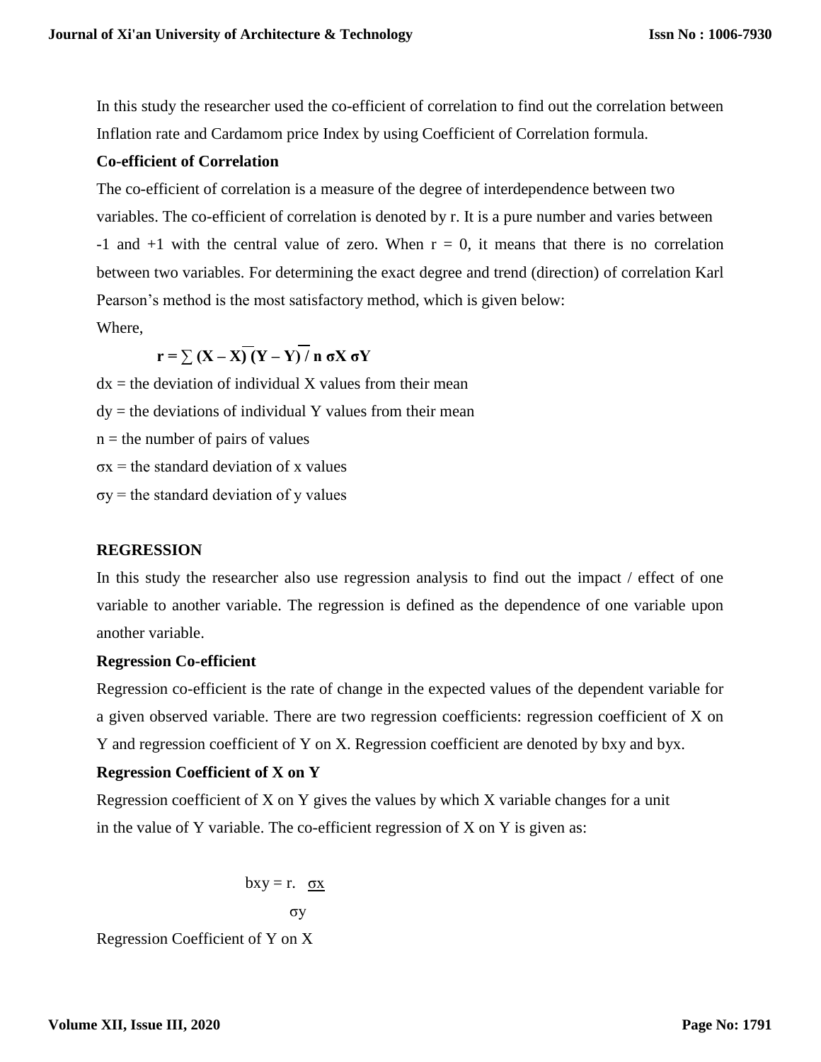In this study the researcher used the co-efficient of correlation to find out the correlation between Inflation rate and Cardamom price Index by using Coefficient of Correlation formula.

**Co-efficient of Correlation**

The co-efficient of correlation is a measure of the degree of interdependence between two variables. The co-efficient of correlation is denoted by r. It is a pure number and varies between -1 and +1 with the central value of zero. When r = 0, it means that there is no correlation between two variables. For determining the exact degree and trend (direction) of correlation Karl Pearson's method is the most satisfactory method, which is given below:

Where,

$$\mathbf{r = \sum (X - \overline{X})(Y - \overline{Y}) / n\ \sigma X\ \sigma Y}$$

dx = the deviation of individual X values from their mean

dy = the deviations of individual Y values from their mean

n = the number of pairs of values

σx = the standard deviation of x values

σy = the standard deviation of y values

**REGRESSION**

In this study the researcher also use regression analysis to find out the impact / effect of one variable to another variable. The regression is defined as the dependence of one variable upon another variable.

**Regression Co-efficient**

Regression co-efficient is the rate of change in the expected values of the dependent variable for a given observed variable. There are two regression coefficients: regression coefficient of X on Y and regression coefficient of Y on X. Regression coefficient are denoted by bxy and byx.

**Regression Coefficient of X on Y**

Regression coefficient of X on Y gives the values by which X variable changes for a unit in the value of Y variable. The co-efficient regression of X on Y is given as:

$$bxy = r.\ \frac{\sigma x}{\sigma y}$$

Regression Coefficient of Y on X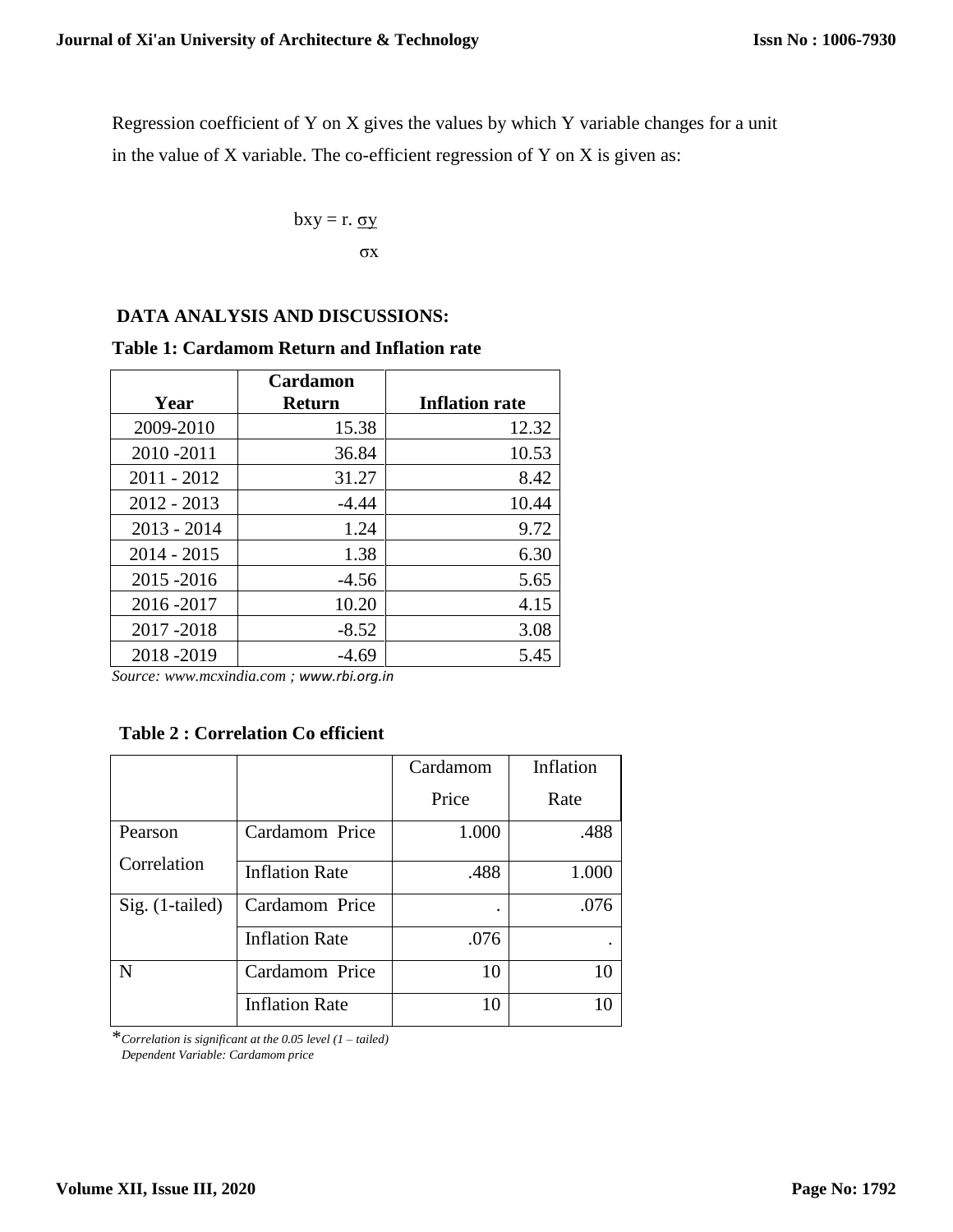Regression coefficient of Y on X gives the values by which Y variable changes for a unit in the value of X variable. The co-efficient regression of Y on X is given as:

$$bxy = r. \frac{\sigma y}{\sigma x}$$

## DATA ANALYSIS AND DISCUSSIONS:

**Table 1: Cardamom Return and Inflation rate**

| Year | Cardamon Return | Inflation rate |
|---|---|---|
| 2009-2010 | 15.38 | 12.32 |
| 2010 -2011 | 36.84 | 10.53 |
| 2011 - 2012 | 31.27 | 8.42 |
| 2012 - 2013 | -4.44 | 10.44 |
| 2013 - 2014 | 1.24 | 9.72 |
| 2014 - 2015 | 1.38 | 6.30 |
| 2015 -2016 | -4.56 | 5.65 |
| 2016 -2017 | 10.20 | 4.15 |
| 2017 -2018 | -8.52 | 3.08 |
| 2018 -2019 | -4.69 | 5.45 |

*Source: www.mcxindia.com ; www.rbi.org.in*

**Table 2 : Correlation Co efficient**

| | | Cardamom Price | Inflation Rate |
|---|---|---|---|
| Pearson Correlation | Cardamom Price | 1.000 | .488 |
| | Inflation Rate | .488 | 1.000 |
| Sig. (1-tailed) | Cardamom Price | . | .076 |
| | Inflation Rate | .076 | . |
| N | Cardamom Price | 10 | 10 |
| | Inflation Rate | 10 | 10 |

*\*Correlation is significant at the 0.05 level (1 – tailed)*
*Dependent Variable: Cardamom price*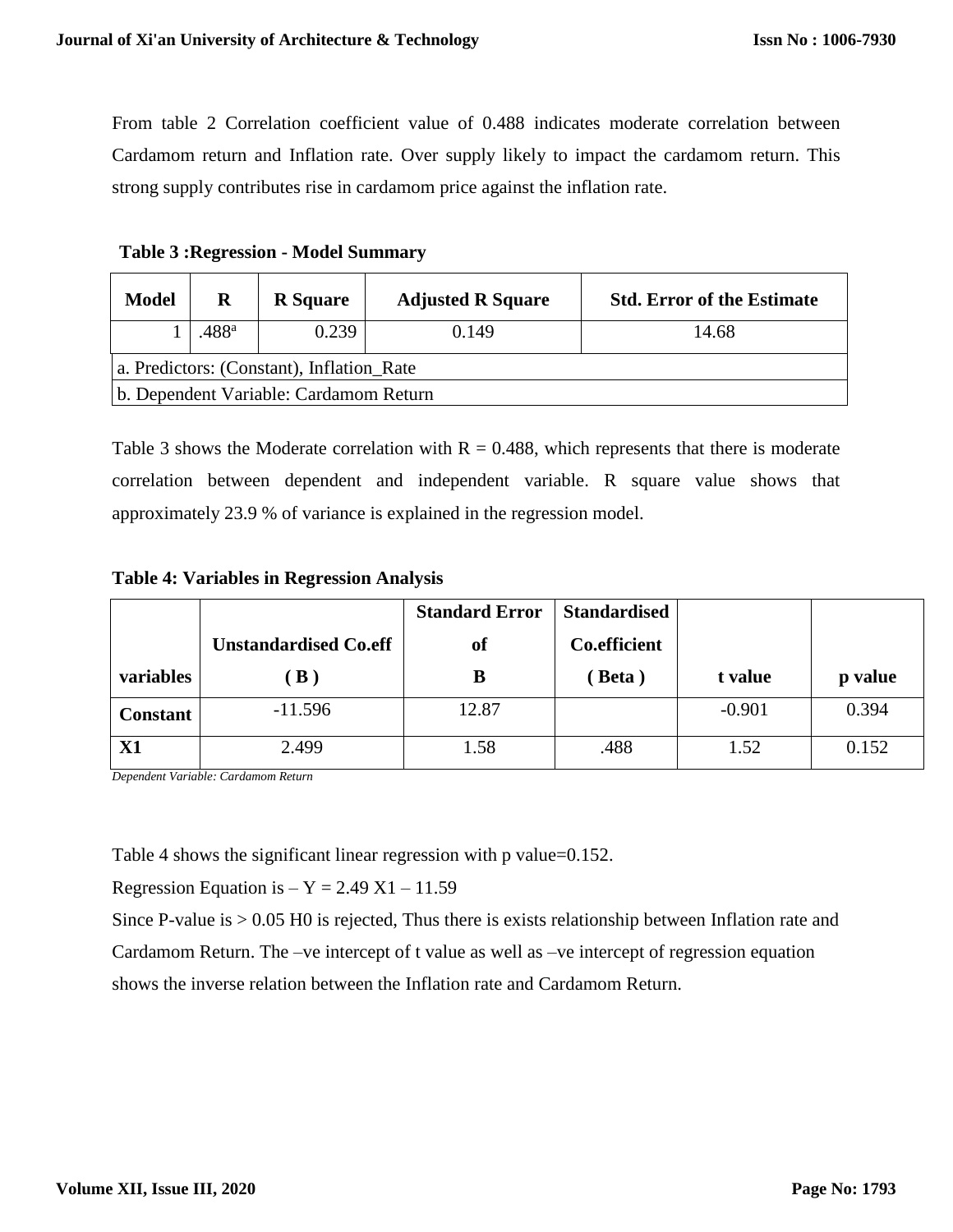From table 2 Correlation coefficient value of 0.488 indicates moderate correlation between Cardamom return and Inflation rate. Over supply likely to impact the cardamom return. This strong supply contributes rise in cardamom price against the inflation rate.

**Table 3 :Regression - Model Summary**

| Model | R | R Square | Adjusted R Square | Std. Error of the Estimate |
|---|---|---|---|---|
| 1 | .488[a] | 0.239 | 0.149 | 14.68 |
| a. Predictors: (Constant), Inflation_Rate | | | | |
| b. Dependent Variable: Cardamom Return | | | | |

Table 3 shows the Moderate correlation with R = 0.488, which represents that there is moderate correlation between dependent and independent variable. R square value shows that approximately 23.9 % of variance is explained in the regression model.

**Table 4: Variables in Regression Analysis**

| variables | Unstandardised Co.eff ( B ) | Standard Error of B | Standardised Co.efficient ( Beta ) | t value | p value |
|---|---|---|---|---|---|
| **Constant** | -11.596 | 12.87 | | -0.901 | 0.394 |
| **X1** | 2.499 | 1.58 | .488 | 1.52 | 0.152 |

*Dependent Variable: Cardamom Return*

Table 4 shows the significant linear regression with p value=0.152.

Regression Equation is – $Y = 2.49\ X1 - 11.59$

Since P-value is > 0.05 H0 is rejected, Thus there is exists relationship between Inflation rate and Cardamom Return. The –ve intercept of t value as well as –ve intercept of regression equation shows the inverse relation between the Inflation rate and Cardamom Return.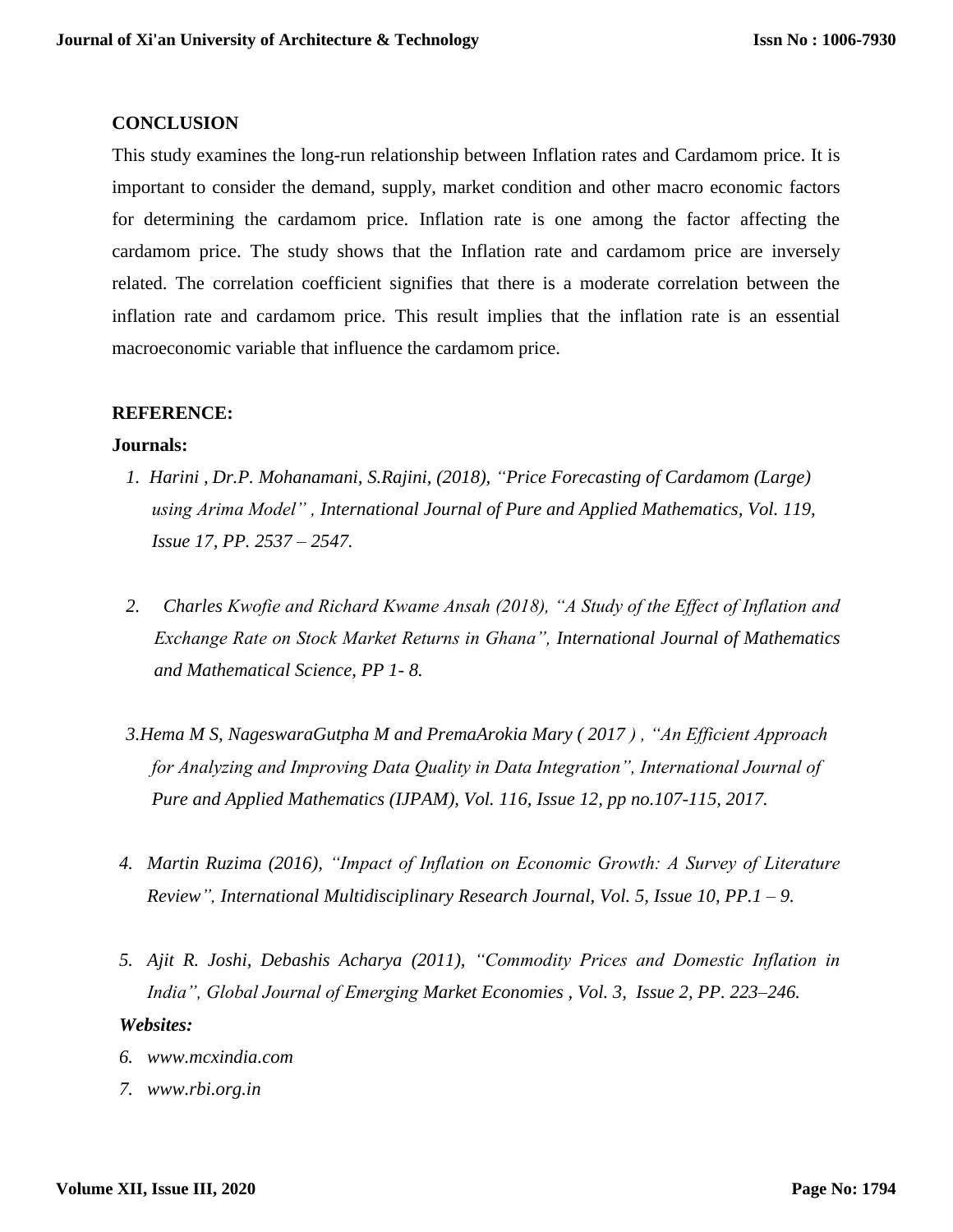## CONCLUSION

This study examines the long-run relationship between Inflation rates and Cardamom price. It is important to consider the demand, supply, market condition and other macro economic factors for determining the cardamom price. Inflation rate is one among the factor affecting the cardamom price. The study shows that the Inflation rate and cardamom price are inversely related. The correlation coefficient signifies that there is a moderate correlation between the inflation rate and cardamom price. This result implies that the inflation rate is an essential macroeconomic variable that influence the cardamom price.

## REFERENCE:

### Journals:

1. *Harini , Dr.P. Mohanamani, S.Rajini, (2018), "Price Forecasting of Cardamom (Large) using Arima Model" , International Journal of Pure and Applied Mathematics, Vol. 119, Issue 17, PP. 2537 – 2547.*

2. *Charles Kwofie and Richard Kwame Ansah (2018), "A Study of the Effect of Inflation and Exchange Rate on Stock Market Returns in Ghana", International Journal of Mathematics and Mathematical Science, PP 1- 8.*

3. *Hema M S, NageswaraGutpha M and PremaArokia Mary ( 2017 ) , "An Efficient Approach for Analyzing and Improving Data Quality in Data Integration", International Journal of Pure and Applied Mathematics (IJPAM), Vol. 116, Issue 12, pp no.107-115, 2017.*

4. *Martin Ruzima (2016), "Impact of Inflation on Economic Growth: A Survey of Literature Review", International Multidisciplinary Research Journal, Vol. 5, Issue 10, PP.1 – 9.*

5. *Ajit R. Joshi, Debashis Acharya (2011), "Commodity Prices and Domestic Inflation in India", Global Journal of Emerging Market Economies , Vol. 3, Issue 2, PP. 223–246.*

### *Websites:*

6. *www.mcxindia.com*
7. *www.rbi.org.in*